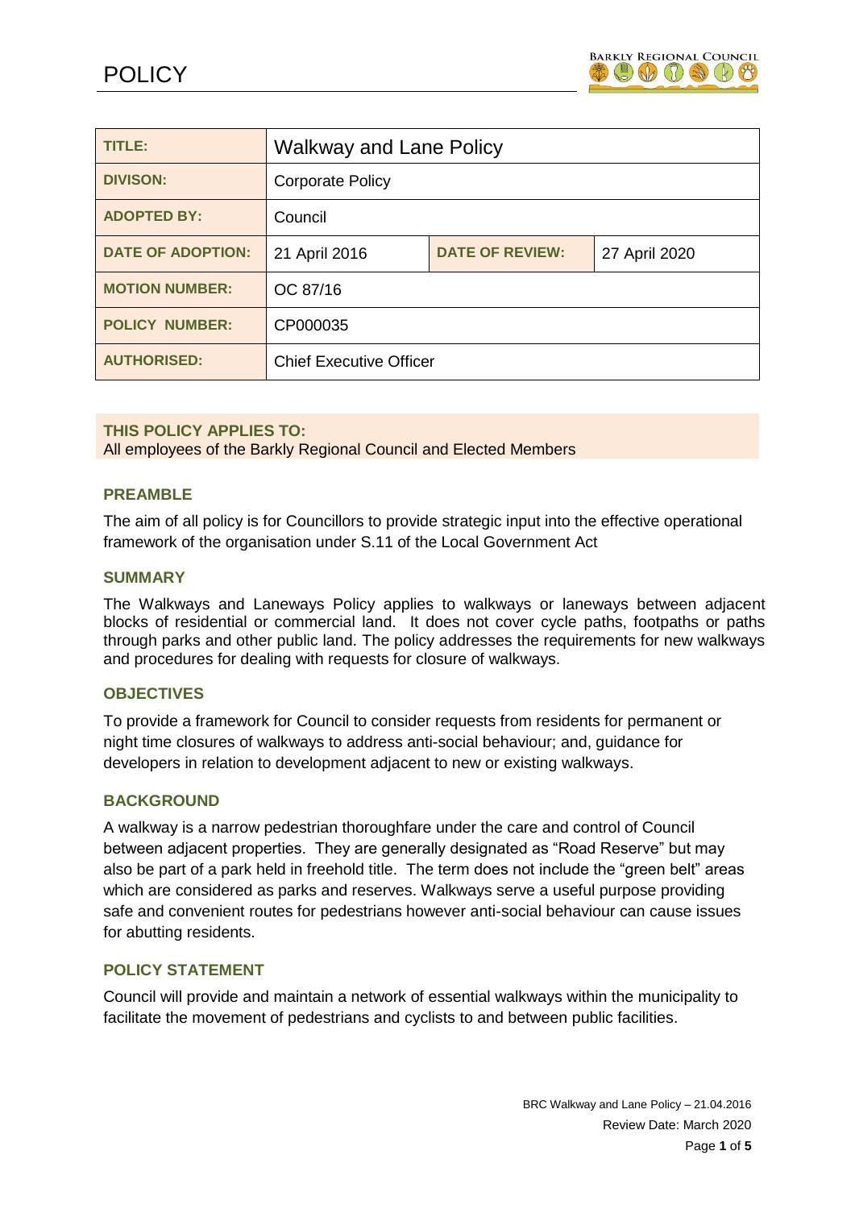# POLICY

| TITLE: | Walkway and Lane Policy | | |
|---|---|---|---|
| DIVISON: | Corporate Policy | | |
| ADOPTED BY: | Council | | |
| DATE OF ADOPTION: | 21 April 2016 | DATE OF REVIEW: | 27 April 2020 |
| MOTION NUMBER: | OC 87/16 | | |
| POLICY NUMBER: | CP000035 | | |
| AUTHORISED: | Chief Executive Officer | | |

**THIS POLICY APPLIES TO:**
All employees of the Barkly Regional Council and Elected Members

## PREAMBLE

The aim of all policy is for Councillors to provide strategic input into the effective operational framework of the organisation under S.11 of the Local Government Act

## SUMMARY

The Walkways and Laneways Policy applies to walkways or laneways between adjacent blocks of residential or commercial land. It does not cover cycle paths, footpaths or paths through parks and other public land. The policy addresses the requirements for new walkways and procedures for dealing with requests for closure of walkways.

## OBJECTIVES

To provide a framework for Council to consider requests from residents for permanent or night time closures of walkways to address anti-social behaviour; and, guidance for developers in relation to development adjacent to new or existing walkways.

## BACKGROUND

A walkway is a narrow pedestrian thoroughfare under the care and control of Council between adjacent properties. They are generally designated as "Road Reserve" but may also be part of a park held in freehold title. The term does not include the "green belt" areas which are considered as parks and reserves. Walkways serve a useful purpose providing safe and convenient routes for pedestrians however anti-social behaviour can cause issues for abutting residents.

## POLICY STATEMENT

Council will provide and maintain a network of essential walkways within the municipality to facilitate the movement of pedestrians and cyclists to and between public facilities.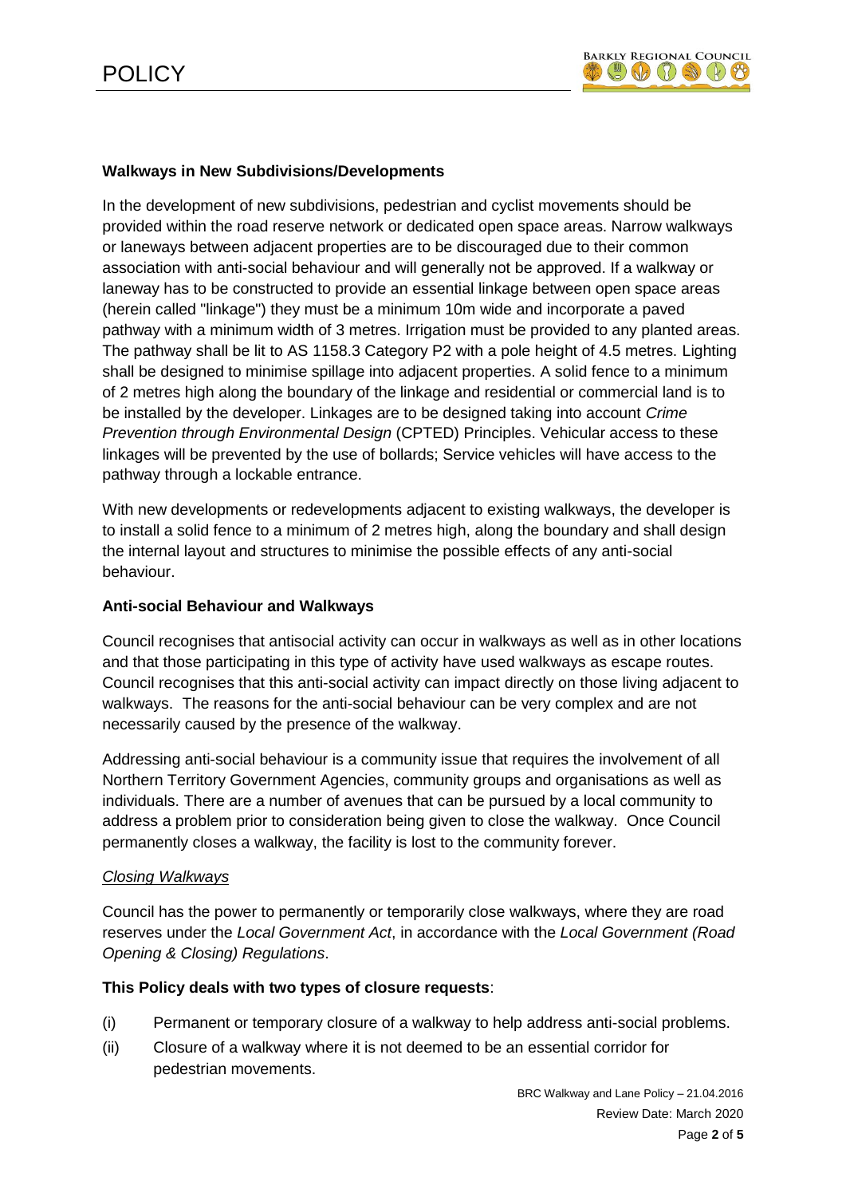**Walkways in New Subdivisions/Developments**

In the development of new subdivisions, pedestrian and cyclist movements should be provided within the road reserve network or dedicated open space areas. Narrow walkways or laneways between adjacent properties are to be discouraged due to their common association with anti-social behaviour and will generally not be approved. If a walkway or laneway has to be constructed to provide an essential linkage between open space areas (herein called "linkage") they must be a minimum 10m wide and incorporate a paved pathway with a minimum width of 3 metres. Irrigation must be provided to any planted areas. The pathway shall be lit to AS 1158.3 Category P2 with a pole height of 4.5 metres. Lighting shall be designed to minimise spillage into adjacent properties. A solid fence to a minimum of 2 metres high along the boundary of the linkage and residential or commercial land is to be installed by the developer. Linkages are to be designed taking into account *Crime Prevention through Environmental Design* (CPTED) Principles. Vehicular access to these linkages will be prevented by the use of bollards; Service vehicles will have access to the pathway through a lockable entrance.

With new developments or redevelopments adjacent to existing walkways, the developer is to install a solid fence to a minimum of 2 metres high, along the boundary and shall design the internal layout and structures to minimise the possible effects of any anti-social behaviour.

**Anti-social Behaviour and Walkways**

Council recognises that antisocial activity can occur in walkways as well as in other locations and that those participating in this type of activity have used walkways as escape routes. Council recognises that this anti-social activity can impact directly on those living adjacent to walkways. The reasons for the anti-social behaviour can be very complex and are not necessarily caused by the presence of the walkway.

Addressing anti-social behaviour is a community issue that requires the involvement of all Northern Territory Government Agencies, community groups and organisations as well as individuals. There are a number of avenues that can be pursued by a local community to address a problem prior to consideration being given to close the walkway. Once Council permanently closes a walkway, the facility is lost to the community forever.

*Closing Walkways*

Council has the power to permanently or temporarily close walkways, where they are road reserves under the *Local Government Act*, in accordance with the *Local Government (Road Opening & Closing) Regulations*.

**This Policy deals with two types of closure requests**:

(i) Permanent or temporary closure of a walkway to help address anti-social problems.

(ii) Closure of a walkway where it is not deemed to be an essential corridor for pedestrian movements.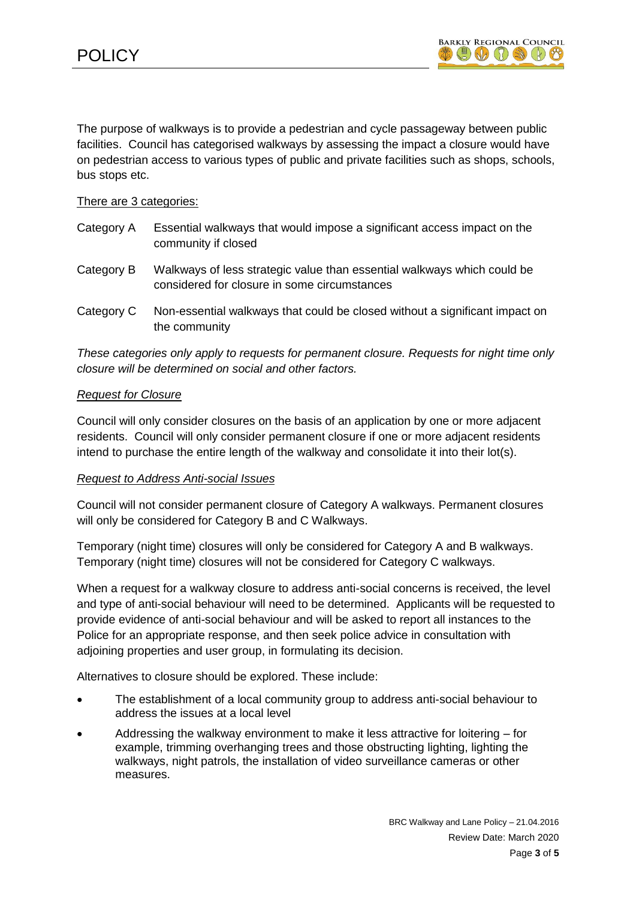The purpose of walkways is to provide a pedestrian and cycle passageway between public facilities. Council has categorised walkways by assessing the impact a closure would have on pedestrian access to various types of public and private facilities such as shops, schools, bus stops etc.

There are 3 categories:

| | |
|---|---|
| Category A | Essential walkways that would impose a significant access impact on the community if closed |
| Category B | Walkways of less strategic value than essential walkways which could be considered for closure in some circumstances |
| Category C | Non-essential walkways that could be closed without a significant impact on the community |

*These categories only apply to requests for permanent closure. Requests for night time only closure will be determined on social and other factors.*

*Request for Closure*

Council will only consider closures on the basis of an application by one or more adjacent residents. Council will only consider permanent closure if one or more adjacent residents intend to purchase the entire length of the walkway and consolidate it into their lot(s).

*Request to Address Anti-social Issues*

Council will not consider permanent closure of Category A walkways. Permanent closures will only be considered for Category B and C Walkways.

Temporary (night time) closures will only be considered for Category A and B walkways. Temporary (night time) closures will not be considered for Category C walkways.

When a request for a walkway closure to address anti-social concerns is received, the level and type of anti-social behaviour will need to be determined. Applicants will be requested to provide evidence of anti-social behaviour and will be asked to report all instances to the Police for an appropriate response, and then seek police advice in consultation with adjoining properties and user group, in formulating its decision.

Alternatives to closure should be explored. These include:

- The establishment of a local community group to address anti-social behaviour to address the issues at a local level
- Addressing the walkway environment to make it less attractive for loitering – for example, trimming overhanging trees and those obstructing lighting, lighting the walkways, night patrols, the installation of video surveillance cameras or other measures.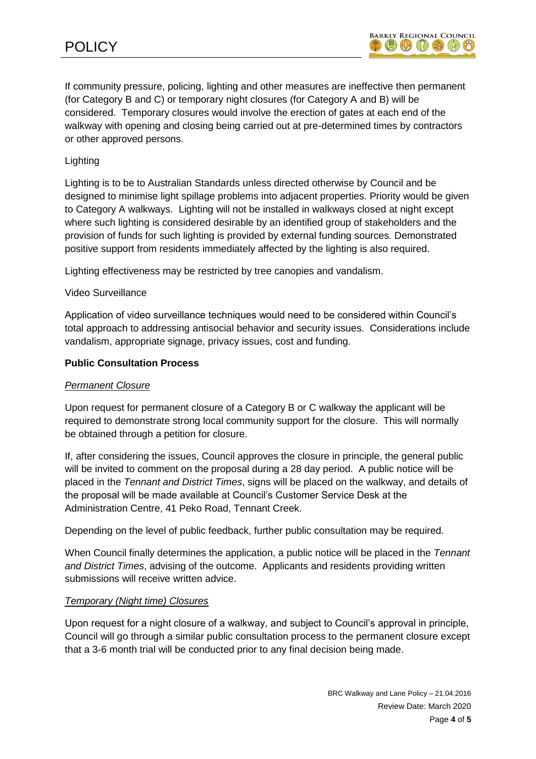If community pressure, policing, lighting and other measures are ineffective then permanent (for Category B and C) or temporary night closures (for Category A and B) will be considered. Temporary closures would involve the erection of gates at each end of the walkway with opening and closing being carried out at pre-determined times by contractors or other approved persons.

Lighting

Lighting is to be to Australian Standards unless directed otherwise by Council and be designed to minimise light spillage problems into adjacent properties. Priority would be given to Category A walkways. Lighting will not be installed in walkways closed at night except where such lighting is considered desirable by an identified group of stakeholders and the provision of funds for such lighting is provided by external funding sources. Demonstrated positive support from residents immediately affected by the lighting is also required.

Lighting effectiveness may be restricted by tree canopies and vandalism.

Video Surveillance

Application of video surveillance techniques would need to be considered within Council's total approach to addressing antisocial behavior and security issues. Considerations include vandalism, appropriate signage, privacy issues, cost and funding.

**Public Consultation Process**

*Permanent Closure*

Upon request for permanent closure of a Category B or C walkway the applicant will be required to demonstrate strong local community support for the closure. This will normally be obtained through a petition for closure.

If, after considering the issues, Council approves the closure in principle, the general public will be invited to comment on the proposal during a 28 day period. A public notice will be placed in the *Tennant and District Times*, signs will be placed on the walkway, and details of the proposal will be made available at Council's Customer Service Desk at the Administration Centre, 41 Peko Road, Tennant Creek.

Depending on the level of public feedback, further public consultation may be required.

When Council finally determines the application, a public notice will be placed in the *Tennant and District Times*, advising of the outcome. Applicants and residents providing written submissions will receive written advice.

*Temporary (Night time) Closures*

Upon request for a night closure of a walkway, and subject to Council's approval in principle, Council will go through a similar public consultation process to the permanent closure except that a 3-6 month trial will be conducted prior to any final decision being made.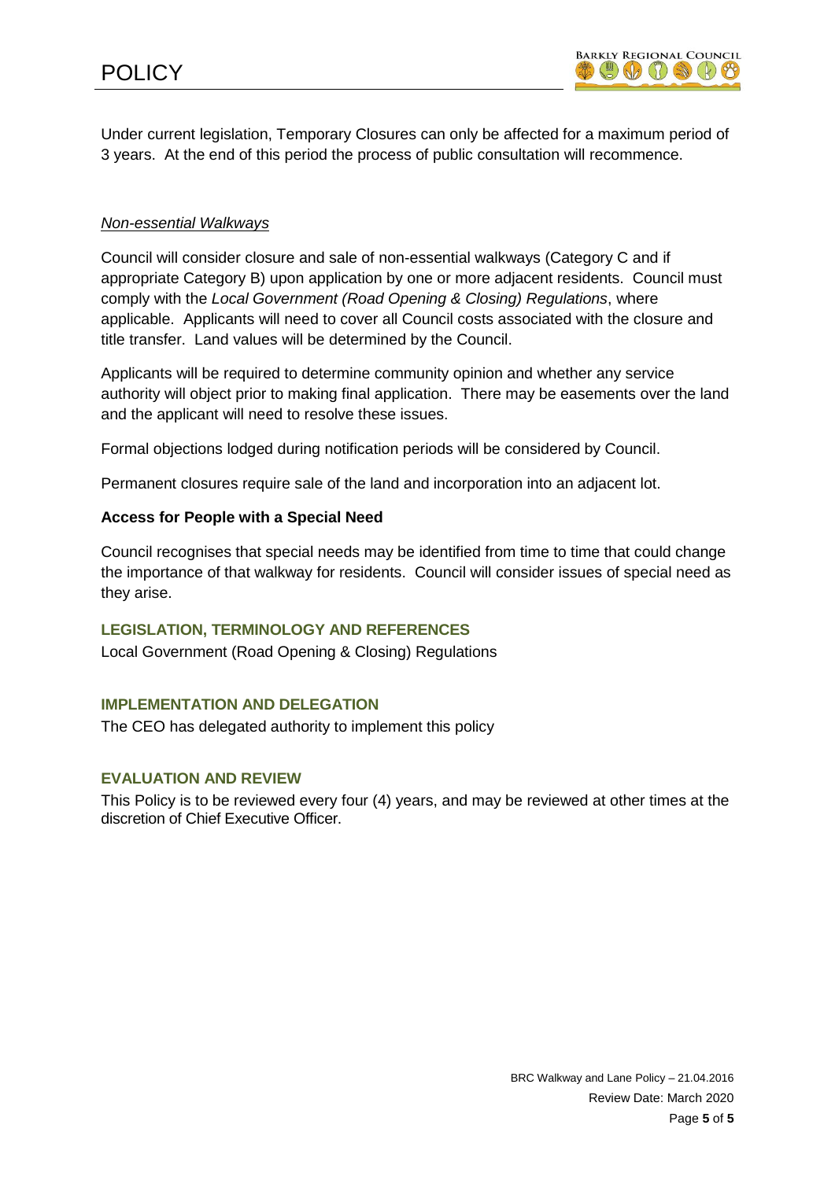Under current legislation, Temporary Closures can only be affected for a maximum period of 3 years. At the end of this period the process of public consultation will recommence.

*Non-essential Walkways*

Council will consider closure and sale of non-essential walkways (Category C and if appropriate Category B) upon application by one or more adjacent residents. Council must comply with the *Local Government (Road Opening & Closing) Regulations*, where applicable. Applicants will need to cover all Council costs associated with the closure and title transfer. Land values will be determined by the Council.

Applicants will be required to determine community opinion and whether any service authority will object prior to making final application. There may be easements over the land and the applicant will need to resolve these issues.

Formal objections lodged during notification periods will be considered by Council.

Permanent closures require sale of the land and incorporation into an adjacent lot.

**Access for People with a Special Need**

Council recognises that special needs may be identified from time to time that could change the importance of that walkway for residents. Council will consider issues of special need as they arise.

## LEGISLATION, TERMINOLOGY AND REFERENCES

Local Government (Road Opening & Closing) Regulations

## IMPLEMENTATION AND DELEGATION

The CEO has delegated authority to implement this policy

## EVALUATION AND REVIEW

This Policy is to be reviewed every four (4) years, and may be reviewed at other times at the discretion of Chief Executive Officer.